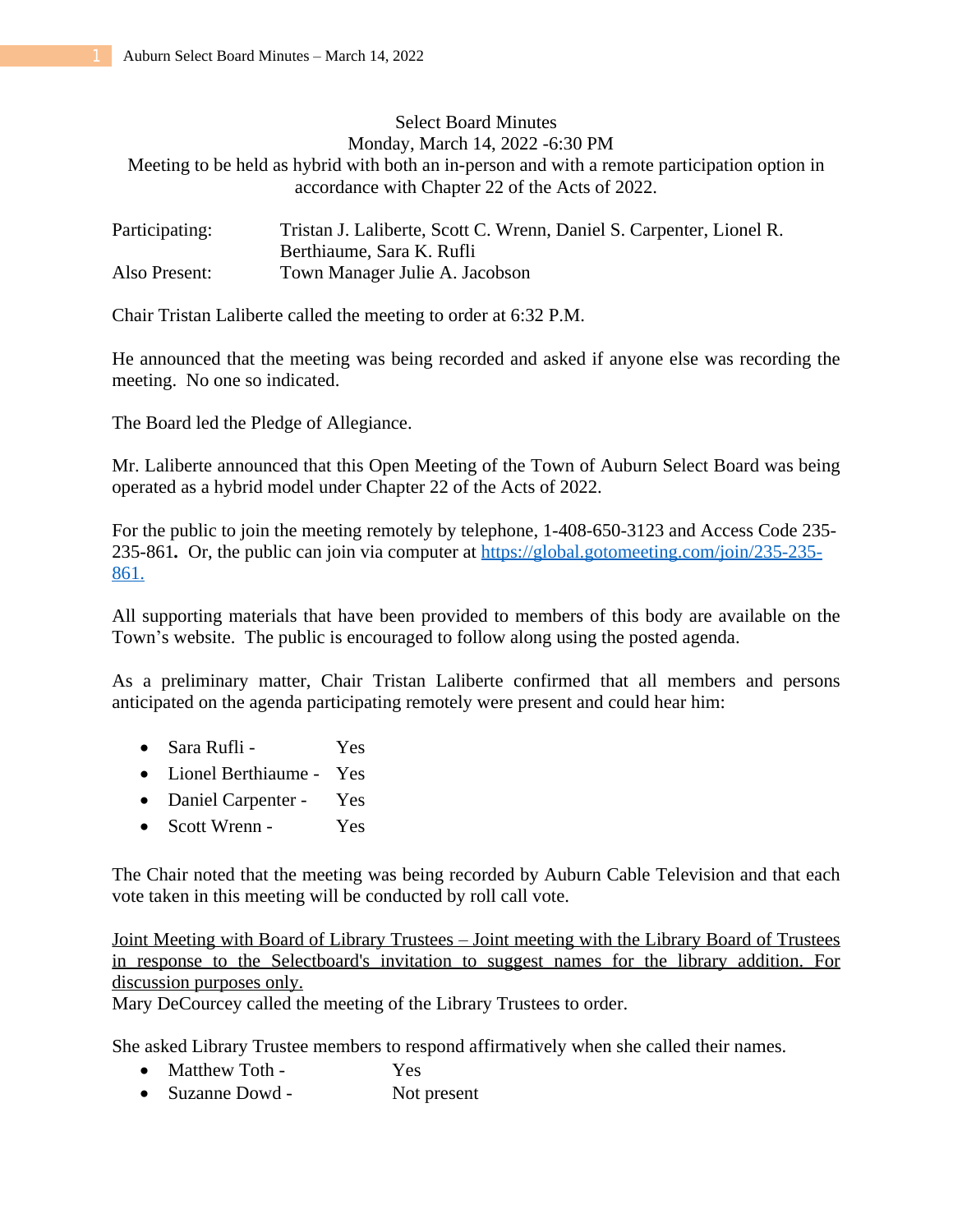Select Board Minutes
Monday, March 14, 2022 -6:30 PM
Meeting to be held as hybrid with both an in-person and with a remote participation option in accordance with Chapter 22 of the Acts of 2022.

| | |
|---|---|
| Participating: | Tristan J. Laliberte, Scott C. Wrenn, Daniel S. Carpenter, Lionel R. Berthiaume, Sara K. Rufli |
| Also Present: | Town Manager Julie A. Jacobson |

Chair Tristan Laliberte called the meeting to order at 6:32 P.M.

He announced that the meeting was being recorded and asked if anyone else was recording the meeting. No one so indicated.

The Board led the Pledge of Allegiance.

Mr. Laliberte announced that this Open Meeting of the Town of Auburn Select Board was being operated as a hybrid model under Chapter 22 of the Acts of 2022.

For the public to join the meeting remotely by telephone, 1-408-650-3123 and Access Code 235-235-861**.** Or, the public can join via computer at [https://global.gotomeeting.com/join/235-235-861.](https://global.gotomeeting.com/join/235-235-861)

All supporting materials that have been provided to members of this body are available on the Town's website. The public is encouraged to follow along using the posted agenda.

As a preliminary matter, Chair Tristan Laliberte confirmed that all members and persons anticipated on the agenda participating remotely were present and could hear him:

- Sara Rufli - Yes
- Lionel Berthiaume - Yes
- Daniel Carpenter - Yes
- Scott Wrenn - Yes

The Chair noted that the meeting was being recorded by Auburn Cable Television and that each vote taken in this meeting will be conducted by roll call vote.

<u>Joint Meeting with Board of Library Trustees – Joint meeting with the Library Board of Trustees in response to the Selectboard's invitation to suggest names for the library addition. For discussion purposes only.</u>
Mary DeCourcey called the meeting of the Library Trustees to order.

She asked Library Trustee members to respond affirmatively when she called their names.

- Matthew Toth - Yes
- Suzanne Dowd - Not present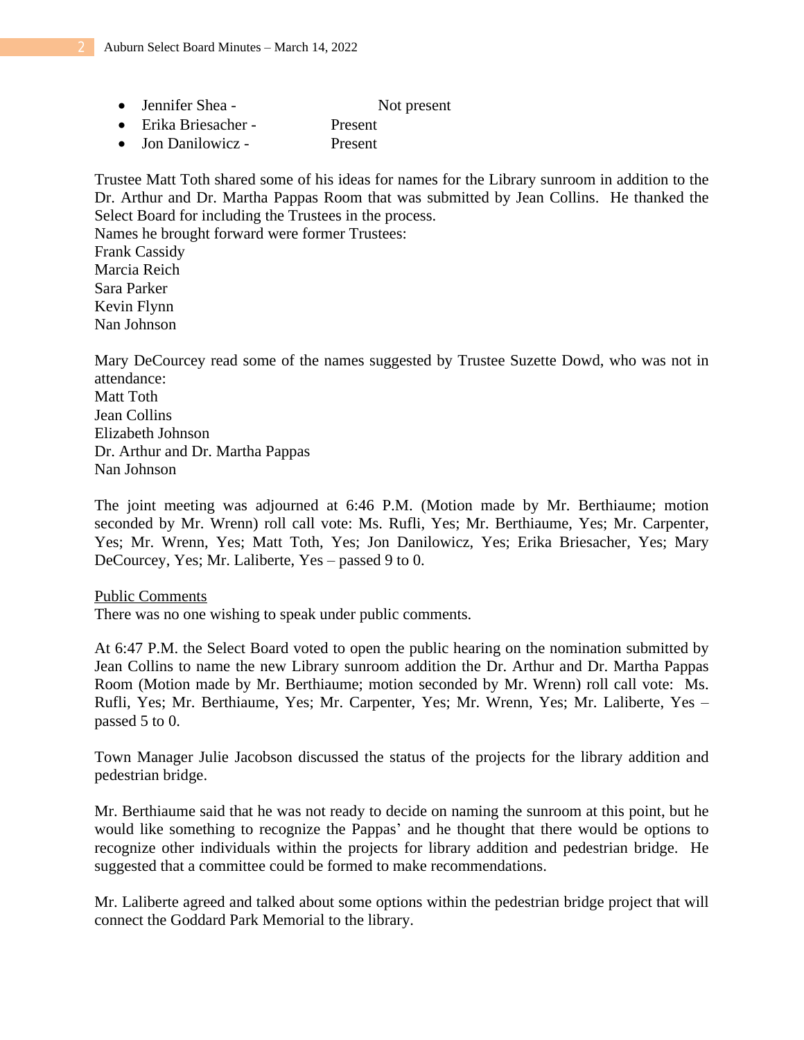- Jennifer Shea - Not present
- Erika Briesacher - Present
- Jon Danilowicz - Present

Trustee Matt Toth shared some of his ideas for names for the Library sunroom in addition to the Dr. Arthur and Dr. Martha Pappas Room that was submitted by Jean Collins. He thanked the Select Board for including the Trustees in the process.
Names he brought forward were former Trustees:
Frank Cassidy
Marcia Reich
Sara Parker
Kevin Flynn
Nan Johnson

Mary DeCourcey read some of the names suggested by Trustee Suzette Dowd, who was not in attendance:
Matt Toth
Jean Collins
Elizabeth Johnson
Dr. Arthur and Dr. Martha Pappas
Nan Johnson

The joint meeting was adjourned at 6:46 P.M. (Motion made by Mr. Berthiaume; motion seconded by Mr. Wrenn) roll call vote: Ms. Rufli, Yes; Mr. Berthiaume, Yes; Mr. Carpenter, Yes; Mr. Wrenn, Yes; Matt Toth, Yes; Jon Danilowicz, Yes; Erika Briesacher, Yes; Mary DeCourcey, Yes; Mr. Laliberte, Yes – passed 9 to 0.

<u>Public Comments</u>
There was no one wishing to speak under public comments.

At 6:47 P.M. the Select Board voted to open the public hearing on the nomination submitted by Jean Collins to name the new Library sunroom addition the Dr. Arthur and Dr. Martha Pappas Room (Motion made by Mr. Berthiaume; motion seconded by Mr. Wrenn) roll call vote: Ms. Rufli, Yes; Mr. Berthiaume, Yes; Mr. Carpenter, Yes; Mr. Wrenn, Yes; Mr. Laliberte, Yes – passed 5 to 0.

Town Manager Julie Jacobson discussed the status of the projects for the library addition and pedestrian bridge.

Mr. Berthiaume said that he was not ready to decide on naming the sunroom at this point, but he would like something to recognize the Pappas' and he thought that there would be options to recognize other individuals within the projects for library addition and pedestrian bridge. He suggested that a committee could be formed to make recommendations.

Mr. Laliberte agreed and talked about some options within the pedestrian bridge project that will connect the Goddard Park Memorial to the library.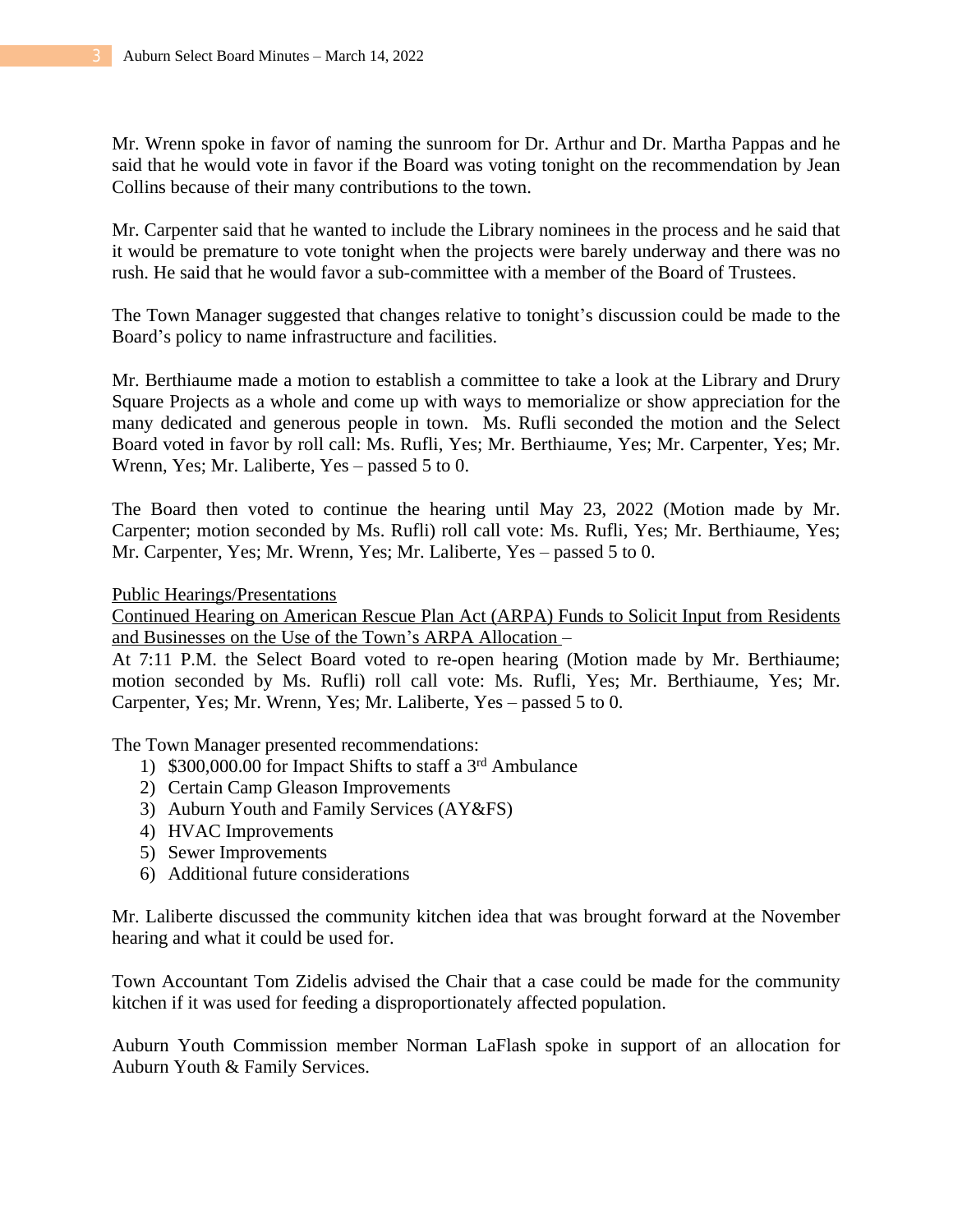Mr. Wrenn spoke in favor of naming the sunroom for Dr. Arthur and Dr. Martha Pappas and he said that he would vote in favor if the Board was voting tonight on the recommendation by Jean Collins because of their many contributions to the town.

Mr. Carpenter said that he wanted to include the Library nominees in the process and he said that it would be premature to vote tonight when the projects were barely underway and there was no rush. He said that he would favor a sub-committee with a member of the Board of Trustees.

The Town Manager suggested that changes relative to tonight's discussion could be made to the Board's policy to name infrastructure and facilities.

Mr. Berthiaume made a motion to establish a committee to take a look at the Library and Drury Square Projects as a whole and come up with ways to memorialize or show appreciation for the many dedicated and generous people in town. Ms. Rufli seconded the motion and the Select Board voted in favor by roll call: Ms. Rufli, Yes; Mr. Berthiaume, Yes; Mr. Carpenter, Yes; Mr. Wrenn, Yes; Mr. Laliberte, Yes – passed 5 to 0.

The Board then voted to continue the hearing until May 23, 2022 (Motion made by Mr. Carpenter; motion seconded by Ms. Rufli) roll call vote: Ms. Rufli, Yes; Mr. Berthiaume, Yes; Mr. Carpenter, Yes; Mr. Wrenn, Yes; Mr. Laliberte, Yes – passed 5 to 0.

<u>Public Hearings/Presentations</u>

<u>Continued Hearing on American Rescue Plan Act (ARPA) Funds to Solicit Input from Residents and Businesses on the Use of the Town's ARPA Allocation</u> –

At 7:11 P.M. the Select Board voted to re-open hearing (Motion made by Mr. Berthiaume; motion seconded by Ms. Rufli) roll call vote: Ms. Rufli, Yes; Mr. Berthiaume, Yes; Mr. Carpenter, Yes; Mr. Wrenn, Yes; Mr. Laliberte, Yes – passed 5 to 0.

The Town Manager presented recommendations:

1) $300,000.00 for Impact Shifts to staff a 3rd Ambulance
2) Certain Camp Gleason Improvements
3) Auburn Youth and Family Services (AY&FS)
4) HVAC Improvements
5) Sewer Improvements
6) Additional future considerations

Mr. Laliberte discussed the community kitchen idea that was brought forward at the November hearing and what it could be used for.

Town Accountant Tom Zidelis advised the Chair that a case could be made for the community kitchen if it was used for feeding a disproportionately affected population.

Auburn Youth Commission member Norman LaFlash spoke in support of an allocation for Auburn Youth & Family Services.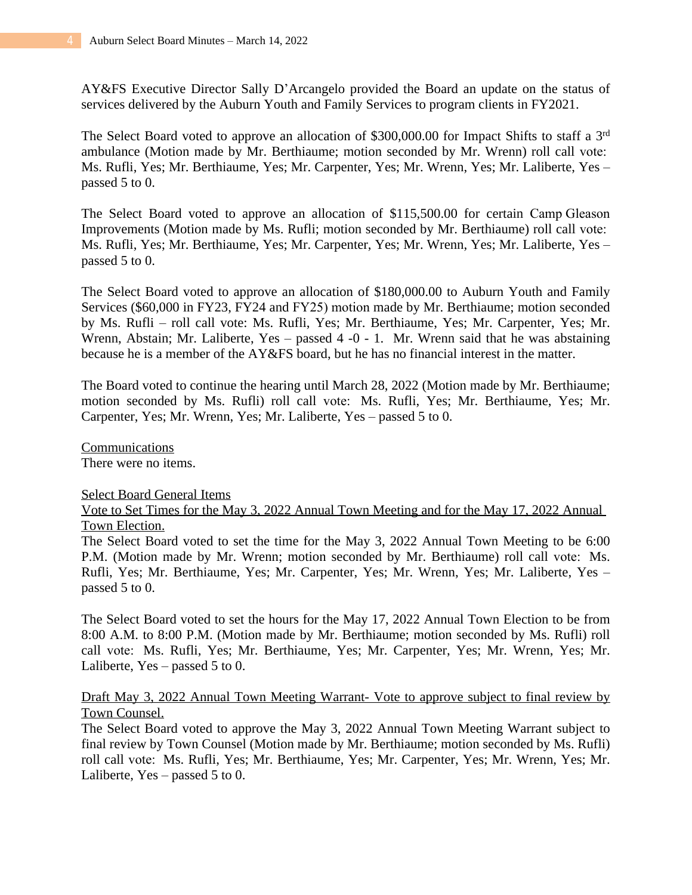AY&FS Executive Director Sally D'Arcangelo provided the Board an update on the status of services delivered by the Auburn Youth and Family Services to program clients in FY2021.

The Select Board voted to approve an allocation of $300,000.00 for Impact Shifts to staff a 3rd ambulance (Motion made by Mr. Berthiaume; motion seconded by Mr. Wrenn) roll call vote: Ms. Rufli, Yes; Mr. Berthiaume, Yes; Mr. Carpenter, Yes; Mr. Wrenn, Yes; Mr. Laliberte, Yes – passed 5 to 0.

The Select Board voted to approve an allocation of $115,500.00 for certain Camp Gleason Improvements (Motion made by Ms. Rufli; motion seconded by Mr. Berthiaume) roll call vote: Ms. Rufli, Yes; Mr. Berthiaume, Yes; Mr. Carpenter, Yes; Mr. Wrenn, Yes; Mr. Laliberte, Yes – passed 5 to 0.

The Select Board voted to approve an allocation of $180,000.00 to Auburn Youth and Family Services ($60,000 in FY23, FY24 and FY25) motion made by Mr. Berthiaume; motion seconded by Ms. Rufli – roll call vote: Ms. Rufli, Yes; Mr. Berthiaume, Yes; Mr. Carpenter, Yes; Mr. Wrenn, Abstain; Mr. Laliberte, Yes – passed 4 -0 - 1. Mr. Wrenn said that he was abstaining because he is a member of the AY&FS board, but he has no financial interest in the matter.

The Board voted to continue the hearing until March 28, 2022 (Motion made by Mr. Berthiaume; motion seconded by Ms. Rufli) roll call vote: Ms. Rufli, Yes; Mr. Berthiaume, Yes; Mr. Carpenter, Yes; Mr. Wrenn, Yes; Mr. Laliberte, Yes – passed 5 to 0.

Communications

There were no items.

Select Board General Items

Vote to Set Times for the May 3, 2022 Annual Town Meeting and for the May 17, 2022 Annual Town Election.

The Select Board voted to set the time for the May 3, 2022 Annual Town Meeting to be 6:00 P.M. (Motion made by Mr. Wrenn; motion seconded by Mr. Berthiaume) roll call vote: Ms. Rufli, Yes; Mr. Berthiaume, Yes; Mr. Carpenter, Yes; Mr. Wrenn, Yes; Mr. Laliberte, Yes – passed 5 to 0.

The Select Board voted to set the hours for the May 17, 2022 Annual Town Election to be from 8:00 A.M. to 8:00 P.M. (Motion made by Mr. Berthiaume; motion seconded by Ms. Rufli) roll call vote: Ms. Rufli, Yes; Mr. Berthiaume, Yes; Mr. Carpenter, Yes; Mr. Wrenn, Yes; Mr. Laliberte, Yes – passed 5 to 0.

Draft May 3, 2022 Annual Town Meeting Warrant- Vote to approve subject to final review by Town Counsel.

The Select Board voted to approve the May 3, 2022 Annual Town Meeting Warrant subject to final review by Town Counsel (Motion made by Mr. Berthiaume; motion seconded by Ms. Rufli) roll call vote: Ms. Rufli, Yes; Mr. Berthiaume, Yes; Mr. Carpenter, Yes; Mr. Wrenn, Yes; Mr. Laliberte, Yes – passed 5 to 0.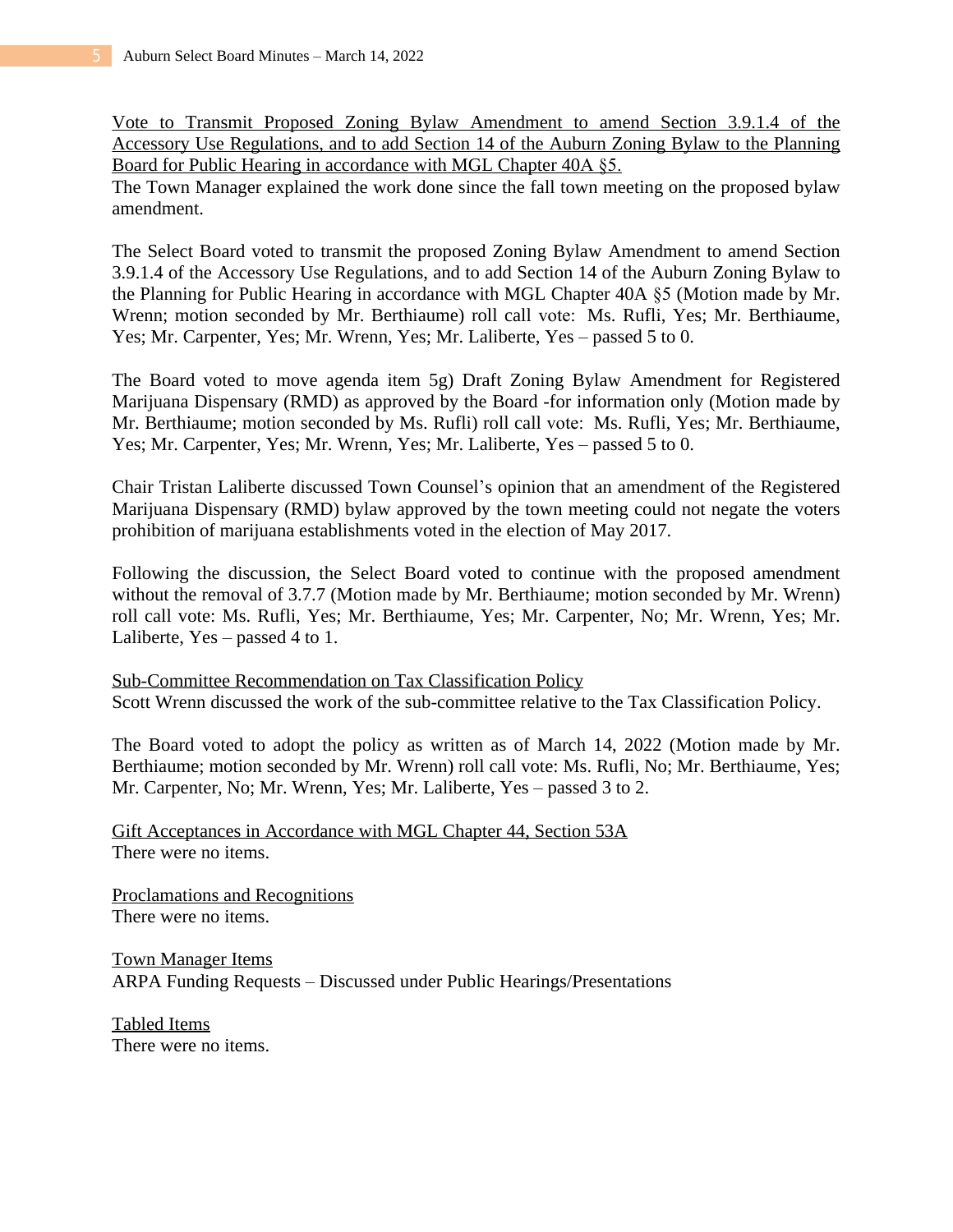Vote to Transmit Proposed Zoning Bylaw Amendment to amend Section 3.9.1.4 of the Accessory Use Regulations, and to add Section 14 of the Auburn Zoning Bylaw to the Planning Board for Public Hearing in accordance with MGL Chapter 40A §5.

The Town Manager explained the work done since the fall town meeting on the proposed bylaw amendment.

The Select Board voted to transmit the proposed Zoning Bylaw Amendment to amend Section 3.9.1.4 of the Accessory Use Regulations, and to add Section 14 of the Auburn Zoning Bylaw to the Planning for Public Hearing in accordance with MGL Chapter 40A §5 (Motion made by Mr. Wrenn; motion seconded by Mr. Berthiaume) roll call vote: Ms. Rufli, Yes; Mr. Berthiaume, Yes; Mr. Carpenter, Yes; Mr. Wrenn, Yes; Mr. Laliberte, Yes – passed 5 to 0.

The Board voted to move agenda item 5g) Draft Zoning Bylaw Amendment for Registered Marijuana Dispensary (RMD) as approved by the Board -for information only (Motion made by Mr. Berthiaume; motion seconded by Ms. Rufli) roll call vote: Ms. Rufli, Yes; Mr. Berthiaume, Yes; Mr. Carpenter, Yes; Mr. Wrenn, Yes; Mr. Laliberte, Yes – passed 5 to 0.

Chair Tristan Laliberte discussed Town Counsel's opinion that an amendment of the Registered Marijuana Dispensary (RMD) bylaw approved by the town meeting could not negate the voters prohibition of marijuana establishments voted in the election of May 2017.

Following the discussion, the Select Board voted to continue with the proposed amendment without the removal of 3.7.7 (Motion made by Mr. Berthiaume; motion seconded by Mr. Wrenn) roll call vote: Ms. Rufli, Yes; Mr. Berthiaume, Yes; Mr. Carpenter, No; Mr. Wrenn, Yes; Mr. Laliberte, Yes – passed 4 to 1.

Sub-Committee Recommendation on Tax Classification Policy

Scott Wrenn discussed the work of the sub-committee relative to the Tax Classification Policy.

The Board voted to adopt the policy as written as of March 14, 2022 (Motion made by Mr. Berthiaume; motion seconded by Mr. Wrenn) roll call vote: Ms. Rufli, No; Mr. Berthiaume, Yes; Mr. Carpenter, No; Mr. Wrenn, Yes; Mr. Laliberte, Yes – passed 3 to 2.

Gift Acceptances in Accordance with MGL Chapter 44, Section 53A

There were no items.

Proclamations and Recognitions

There were no items.

Town Manager Items

ARPA Funding Requests – Discussed under Public Hearings/Presentations

Tabled Items

There were no items.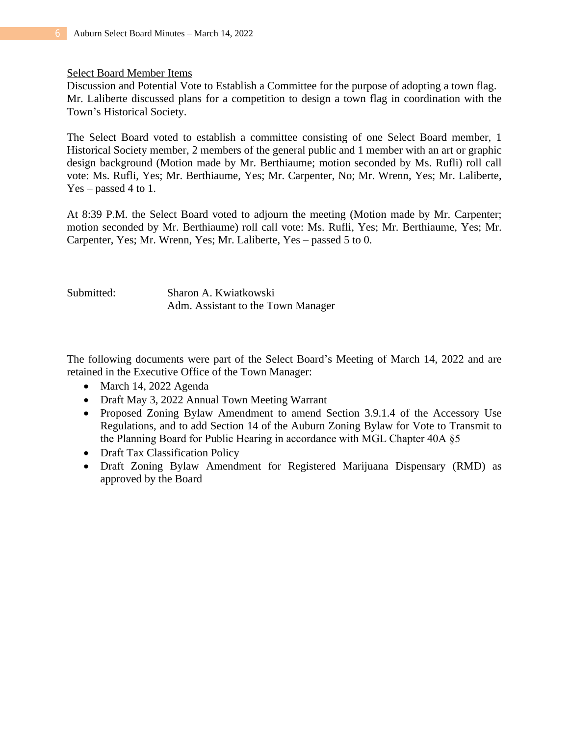<u>Select Board Member Items</u>
Discussion and Potential Vote to Establish a Committee for the purpose of adopting a town flag. Mr. Laliberte discussed plans for a competition to design a town flag in coordination with the Town's Historical Society.

The Select Board voted to establish a committee consisting of one Select Board member, 1 Historical Society member, 2 members of the general public and 1 member with an art or graphic design background (Motion made by Mr. Berthiaume; motion seconded by Ms. Rufli) roll call vote: Ms. Rufli, Yes; Mr. Berthiaume, Yes; Mr. Carpenter, No; Mr. Wrenn, Yes; Mr. Laliberte, Yes – passed 4 to 1.

At 8:39 P.M. the Select Board voted to adjourn the meeting (Motion made by Mr. Carpenter; motion seconded by Mr. Berthiaume) roll call vote: Ms. Rufli, Yes; Mr. Berthiaume, Yes; Mr. Carpenter, Yes; Mr. Wrenn, Yes; Mr. Laliberte, Yes – passed 5 to 0.

Submitted: Sharon A. Kwiatkowski
Adm. Assistant to the Town Manager

The following documents were part of the Select Board's Meeting of March 14, 2022 and are retained in the Executive Office of the Town Manager:

- March 14, 2022 Agenda
- Draft May 3, 2022 Annual Town Meeting Warrant
- Proposed Zoning Bylaw Amendment to amend Section 3.9.1.4 of the Accessory Use Regulations, and to add Section 14 of the Auburn Zoning Bylaw for Vote to Transmit to the Planning Board for Public Hearing in accordance with MGL Chapter 40A §5
- Draft Tax Classification Policy
- Draft Zoning Bylaw Amendment for Registered Marijuana Dispensary (RMD) as approved by the Board